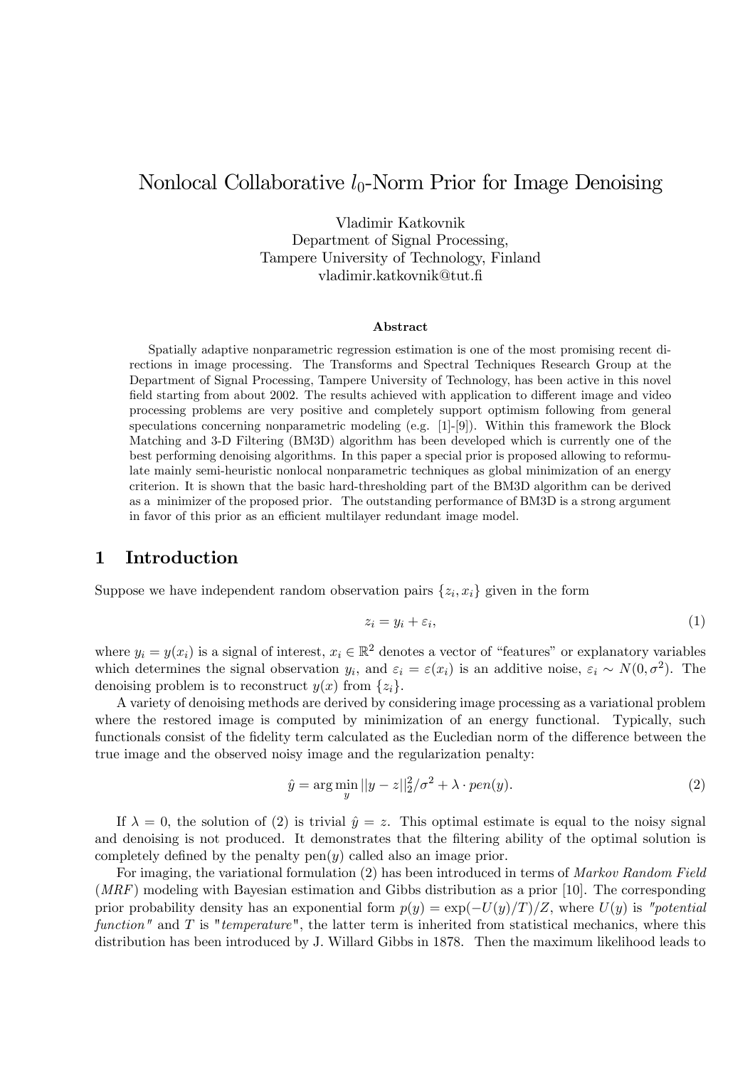# Nonlocal Collaborative $l_0$-Norm Prior for Image Denoising

Vladimir Katkovnik
Department of Signal Processing,
Tampere University of Technology, Finland
vladimir.katkovnik@tut.fi

### Abstract

Spatially adaptive nonparametric regression estimation is one of the most promising recent directions in image processing. The Transforms and Spectral Techniques Research Group at the Department of Signal Processing, Tampere University of Technology, has been active in this novel field starting from about 2002. The results achieved with application to different image and video processing problems are very positive and completely support optimism following from general speculations concerning nonparametric modeling (e.g. [1]-[9]). Within this framework the Block Matching and 3-D Filtering (BM3D) algorithm has been developed which is currently one of the best performing denoising algorithms. In this paper a special prior is proposed allowing to reformulate mainly semi-heuristic nonlocal nonparametric techniques as global minimization of an energy criterion. It is shown that the basic hard-thresholding part of the BM3D algorithm can be derived as a minimizer of the proposed prior. The outstanding performance of BM3D is a strong argument in favor of this prior as an efficient multilayer redundant image model.

## 1 Introduction

Suppose we have independent random observation pairs $\{z_i, x_i\}$ given in the form

$$z_i = y_i + \varepsilon_i, \tag{1}$$

where $y_i = y(x_i)$ is a signal of interest, $x_i \in \mathbb{R}^2$ denotes a vector of "features" or explanatory variables which determines the signal observation $y_i$, and $\varepsilon_i = \varepsilon(x_i)$ is an additive noise, $\varepsilon_i \sim N(0, \sigma^2)$. The denoising problem is to reconstruct $y(x)$ from $\{z_i\}$.

A variety of denoising methods are derived by considering image processing as a variational problem where the restored image is computed by minimization of an energy functional. Typically, such functionals consist of the fidelity term calculated as the Eucledian norm of the difference between the true image and the observed noisy image and the regularization penalty:

$$\hat{y} = \arg\min_{y} ||y - z||_2^2/\sigma^2 + \lambda \cdot pen(y). \tag{2}$$

If $\lambda = 0$, the solution of (2) is trivial $\hat{y} = z$. This optimal estimate is equal to the noisy signal and denoising is not produced. It demonstrates that the filtering ability of the optimal solution is completely defined by the penalty pen$(y)$ called also an image prior.

For imaging, the variational formulation (2) has been introduced in terms of *Markov Random Field* (*MRF*) modeling with Bayesian estimation and Gibbs distribution as a prior [10]. The corresponding prior probability density has an exponential form $p(y) = \exp(-U(y)/T)/Z$, where $U(y)$ is *"potential function"* and $T$ is "*temperature*", the latter term is inherited from statistical mechanics, where this distribution has been introduced by J. Willard Gibbs in 1878. Then the maximum likelihood leads to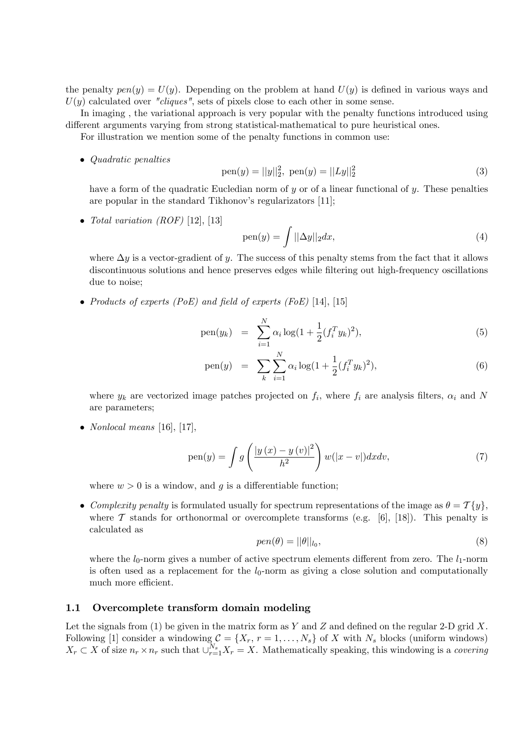the penalty $pen(y) = U(y)$. Depending on the problem at hand $U(y)$ is defined in various ways and $U(y)$ calculated over *"cliques"*, sets of pixels close to each other in some sense.

In imaging , the variational approach is very popular with the penalty functions introduced using different arguments varying from strong statistical-mathematical to pure heuristical ones.

For illustration we mention some of the penalty functions in common use:

- *Quadratic penalties*
$$\text{pen}(y) = ||y||_2^2, \ \text{pen}(y) = ||Ly||_2^2 \tag{3}$$
have a form of the quadratic Eucledian norm of $y$ or of a linear functional of $y$. These penalties are popular in the standard Tikhonov's regularizators [11];

- *Total variation (ROF)* [12], [13]
$$\text{pen}(y) = \int ||\Delta y||_2 dx, \tag{4}$$
where $\Delta y$ is a vector-gradient of $y$. The success of this penalty stems from the fact that it allows discontinuous solutions and hence preserves edges while filtering out high-frequency oscillations due to noise;

- *Products of experts (PoE) and field of experts (FoE)* [14], [15]
$$\text{pen}(y_k) = \sum_{i=1}^{N} \alpha_i \log(1 + \frac{1}{2}(f_i^T y_k)^2), \tag{5}$$
$$\text{pen}(y) = \sum_k \sum_{i=1}^{N} \alpha_i \log(1 + \frac{1}{2}(f_i^T y_k)^2), \tag{6}$$
where $y_k$ are vectorized image patches projected on $f_i$, where $f_i$ are analysis filters, $\alpha_i$ and $N$ are parameters;

- *Nonlocal means* [16], [17],
$$\text{pen}(y) = \int g\left(\frac{|y(x) - y(v)|^2}{h^2}\right) w(|x - v|) dx dv, \tag{7}$$
where $w > 0$ is a window, and $g$ is a differentiable function;

- *Complexity penalty* is formulated usually for spectrum representations of the image as $\theta = \mathcal{T}\{y\}$, where $\mathcal{T}$ stands for orthonormal or overcomplete transforms (e.g. [6], [18]). This penalty is calculated as
$$pen(\theta) = ||\theta||_{l_0}, \tag{8}$$
where the $l_0$-norm gives a number of active spectrum elements different from zero. The $l_1$-norm is often used as a replacement for the $l_0$-norm as giving a close solution and computationally much more efficient.

## 1.1 Overcomplete transform domain modeling

Let the signals from (1) be given in the matrix form as $Y$ and $Z$ and defined on the regular 2-D grid $X$. Following [1] consider a windowing $\mathcal{C} = \{X_r, r = 1, \ldots, N_s\}$ of $X$ with $N_s$ blocks (uniform windows) $X_r \subset X$ of size $n_r \times n_r$ such that $\cup_{r=1}^{N_s} X_r = X$. Mathematically speaking, this windowing is a *covering*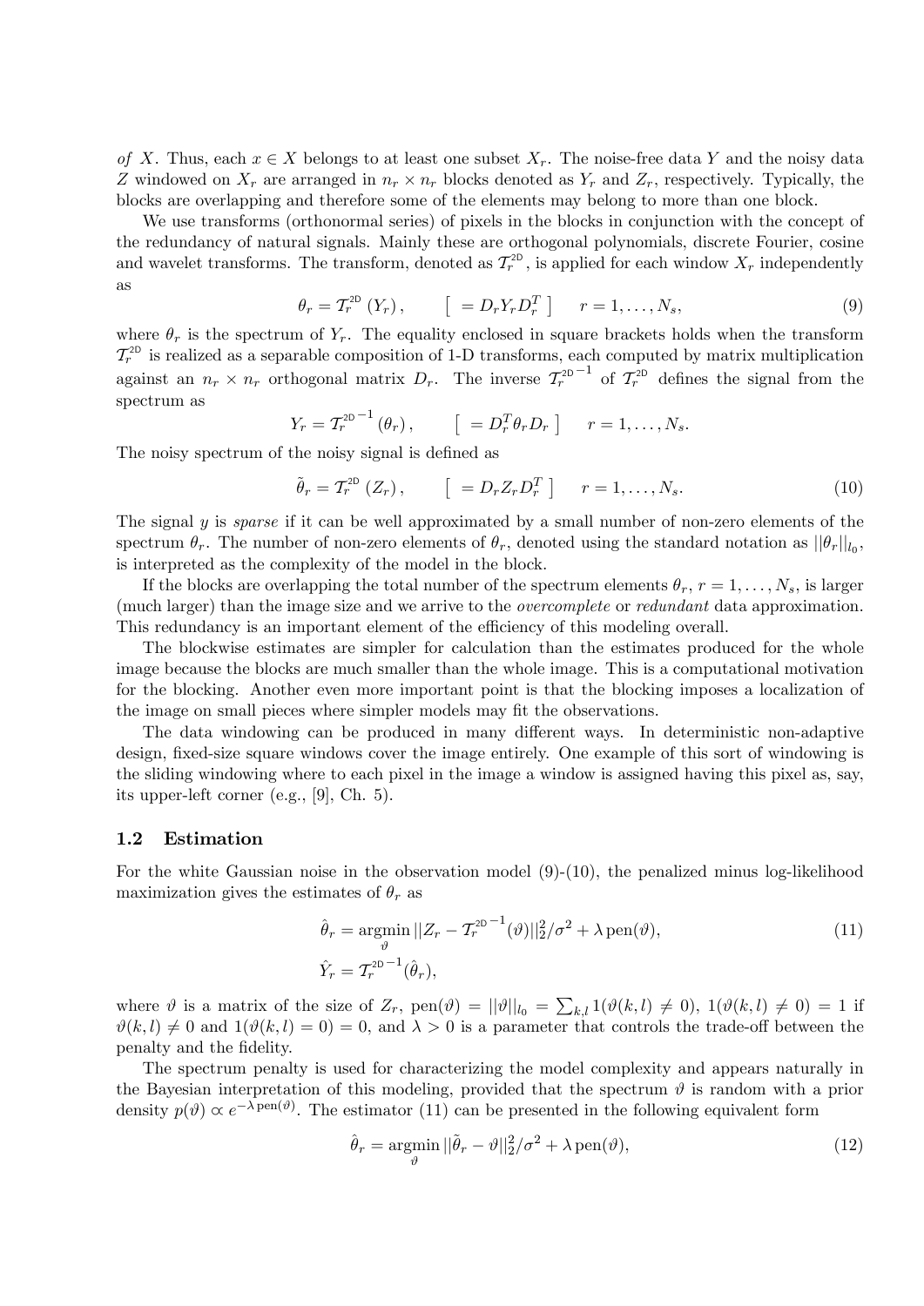*of* $X$. Thus, each $x \in X$ belongs to at least one subset $X_r$. The noise-free data $Y$ and the noisy data $Z$ windowed on $X_r$ are arranged in $n_r \times n_r$ blocks denoted as $Y_r$ and $Z_r$, respectively. Typically, the blocks are overlapping and therefore some of the elements may belong to more than one block.

We use transforms (orthonormal series) of pixels in the blocks in conjunction with the concept of the redundancy of natural signals. Mainly these are orthogonal polynomials, discrete Fourier, cosine and wavelet transforms. The transform, denoted as $\mathcal{T}_r^{\text{2D}}$, is applied for each window $X_r$ independently as

$$\theta_r = \mathcal{T}_r^{\text{2D}}\left(Y_r\right), \qquad \left[\ = D_r Y_r D_r^T\ \right] \quad r = 1, \ldots, N_s, \tag{9}$$

where $\theta_r$ is the spectrum of $Y_r$. The equality enclosed in square brackets holds when the transform $\mathcal{T}_r^{\text{2D}}$ is realized as a separable composition of 1-D transforms, each computed by matrix multiplication against an $n_r \times n_r$ orthogonal matrix $D_r$. The inverse ${\mathcal{T}_r^{\text{2D}}}^{-1}$ of $\mathcal{T}_r^{\text{2D}}$ defines the signal from the spectrum as

$$Y_r = {\mathcal{T}_r^{\text{2D}}}^{-1}\left(\theta_r\right), \qquad \left[\ = D_r^T \theta_r D_r\ \right] \quad r = 1, \ldots, N_s.$$

The noisy spectrum of the noisy signal is defined as

$$\tilde{\theta}_r = \mathcal{T}_r^{\text{2D}}\left(Z_r\right), \qquad \left[\ = D_r Z_r D_r^T\ \right] \quad r = 1, \ldots, N_s. \tag{10}$$

The signal $y$ is *sparse* if it can be well approximated by a small number of non-zero elements of the spectrum $\theta_r$. The number of non-zero elements of $\theta_r$, denoted using the standard notation as $||\theta_r||_{l_0}$, is interpreted as the complexity of the model in the block.

If the blocks are overlapping the total number of the spectrum elements $\theta_r$, $r = 1, \ldots, N_s$, is larger (much larger) than the image size and we arrive to the *overcomplete* or *redundant* data approximation. This redundancy is an important element of the efficiency of this modeling overall.

The blockwise estimates are simpler for calculation than the estimates produced for the whole image because the blocks are much smaller than the whole image. This is a computational motivation for the blocking. Another even more important point is that the blocking imposes a localization of the image on small pieces where simpler models may fit the observations.

The data windowing can be produced in many different ways. In deterministic non-adaptive design, fixed-size square windows cover the image entirely. One example of this sort of windowing is the sliding windowing where to each pixel in the image a window is assigned having this pixel as, say, its upper-left corner (e.g., [9], Ch. 5).

### 1.2 Estimation

For the white Gaussian noise in the observation model (9)-(10), the penalized minus log-likelihood maximization gives the estimates of $\theta_r$ as

$$\hat{\theta}_r = \underset{\vartheta}{\operatorname{argmin}}\, ||Z_r - {\mathcal{T}_r^{\text{2D}}}^{-1}(\vartheta)||_2^2/\sigma^2 + \lambda\, \text{pen}(\vartheta), \tag{11}$$

$$\hat{Y}_r = {\mathcal{T}_r^{\text{2D}}}^{-1}(\hat{\theta}_r),$$

where $\vartheta$ is a matrix of the size of $Z_r$, $\text{pen}(\vartheta) = ||\vartheta||_{l_0} = \sum_{k,l} 1(\vartheta(k,l) \neq 0)$, $1(\vartheta(k,l) \neq 0) = 1$ if $\vartheta(k,l) \neq 0$ and $1(\vartheta(k,l) = 0) = 0$, and $\lambda > 0$ is a parameter that controls the trade-off between the penalty and the fidelity.

The spectrum penalty is used for characterizing the model complexity and appears naturally in the Bayesian interpretation of this modeling, provided that the spectrum $\vartheta$ is random with a prior density $p(\vartheta) \propto e^{-\lambda\, \text{pen}(\vartheta)}$. The estimator (11) can be presented in the following equivalent form

$$\hat{\theta}_r = \underset{\vartheta}{\operatorname{argmin}}\, ||\tilde{\theta}_r - \vartheta||_2^2/\sigma^2 + \lambda\, \text{pen}(\vartheta), \tag{12}$$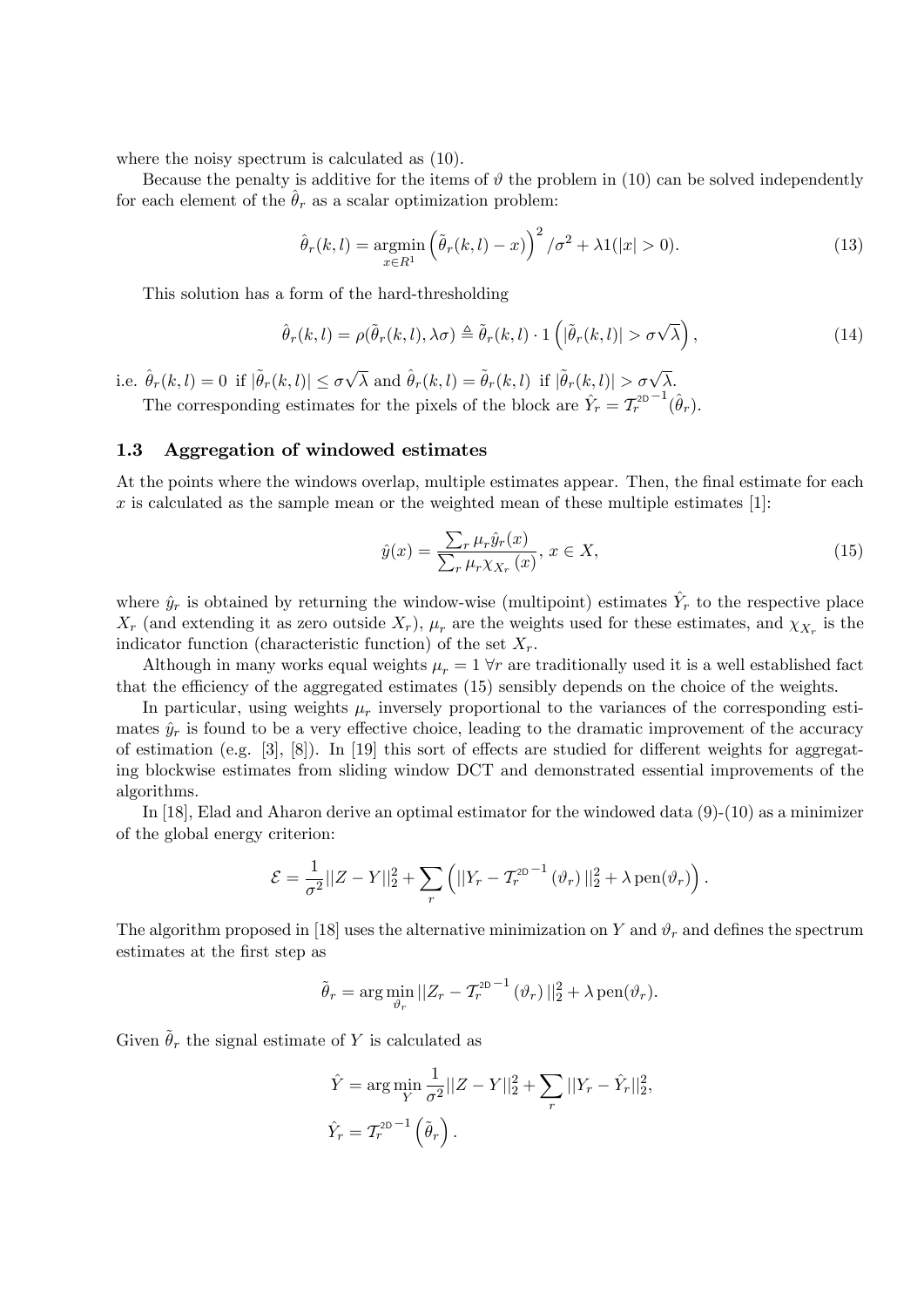where the noisy spectrum is calculated as (10).

Because the penalty is additive for the items of $\vartheta$ the problem in (10) can be solved independently for each element of the $\hat{\theta}_r$ as a scalar optimization problem:

$$\hat{\theta}_r(k,l) = \underset{x \in R^1}{\operatorname{argmin}} \left(\tilde{\theta}_r(k,l) - x\right)^2 / \sigma^2 + \lambda 1(|x| > 0). \tag{13}$$

This solution has a form of the hard-thresholding

$$\hat{\theta}_r(k,l) = \rho(\tilde{\theta}_r(k,l), \lambda\sigma) \triangleq \tilde{\theta}_r(k,l) \cdot 1\left(|\tilde{\theta}_r(k,l)| > \sigma\sqrt{\lambda}\right), \tag{14}$$

i.e. $\hat{\theta}_r(k,l) = 0$ if $|\tilde{\theta}_r(k,l)| \leq \sigma\sqrt{\lambda}$ and $\hat{\theta}_r(k,l) = \tilde{\theta}_r(k,l)$ if $|\tilde{\theta}_r(k,l)| > \sigma\sqrt{\lambda}$.

The corresponding estimates for the pixels of the block are $\hat{Y}_r = \mathcal{T}_r^{\text{2D}^{-1}}(\hat{\theta}_r)$.

### 1.3 Aggregation of windowed estimates

At the points where the windows overlap, multiple estimates appear. Then, the final estimate for each $x$ is calculated as the sample mean or the weighted mean of these multiple estimates [1]:

$$\hat{y}(x) = \frac{\sum_r \mu_r \hat{y}_r(x)}{\sum_r \mu_r \chi_{X_r}(x)}, \; x \in X, \tag{15}$$

where $\hat{y}_r$ is obtained by returning the window-wise (multipoint) estimates $\hat{Y}_r$ to the respective place $X_r$ (and extending it as zero outside $X_r$), $\mu_r$ are the weights used for these estimates, and $\chi_{X_r}$ is the indicator function (characteristic function) of the set $X_r$.

Although in many works equal weights $\mu_r = 1 \; \forall r$ are traditionally used it is a well established fact that the efficiency of the aggregated estimates (15) sensibly depends on the choice of the weights.

In particular, using weights $\mu_r$ inversely proportional to the variances of the corresponding estimates $\hat{y}_r$ is found to be a very effective choice, leading to the dramatic improvement of the accuracy of estimation (e.g. [3], [8]). In [19] this sort of effects are studied for different weights for aggregating blockwise estimates from sliding window DCT and demonstrated essential improvements of the algorithms.

In [18], Elad and Aharon derive an optimal estimator for the windowed data (9)-(10) as a minimizer of the global energy criterion:

$$\mathcal{E} = \frac{1}{\sigma^2}||Z - Y||_2^2 + \sum_r \left( ||Y_r - \mathcal{T}_r^{\text{2D}^{-1}}(\vartheta_r)||_2^2 + \lambda \operatorname{pen}(\vartheta_r) \right).$$

The algorithm proposed in [18] uses the alternative minimization on $Y$ and $\vartheta_r$ and defines the spectrum estimates at the first step as

$$\tilde{\theta}_r = \arg\min_{\vartheta_r} ||Z_r - \mathcal{T}_r^{\text{2D}^{-1}}(\vartheta_r)||_2^2 + \lambda \operatorname{pen}(\vartheta_r).$$

Given $\tilde{\theta}_r$ the signal estimate of $Y$ is calculated as

$$\hat{Y} = \arg\min_Y \frac{1}{\sigma^2}||Z - Y||_2^2 + \sum_r ||Y_r - \hat{Y}_r||_2^2,$$
$$\hat{Y}_r = \mathcal{T}_r^{\text{2D}^{-1}}\left(\tilde{\theta}_r\right).$$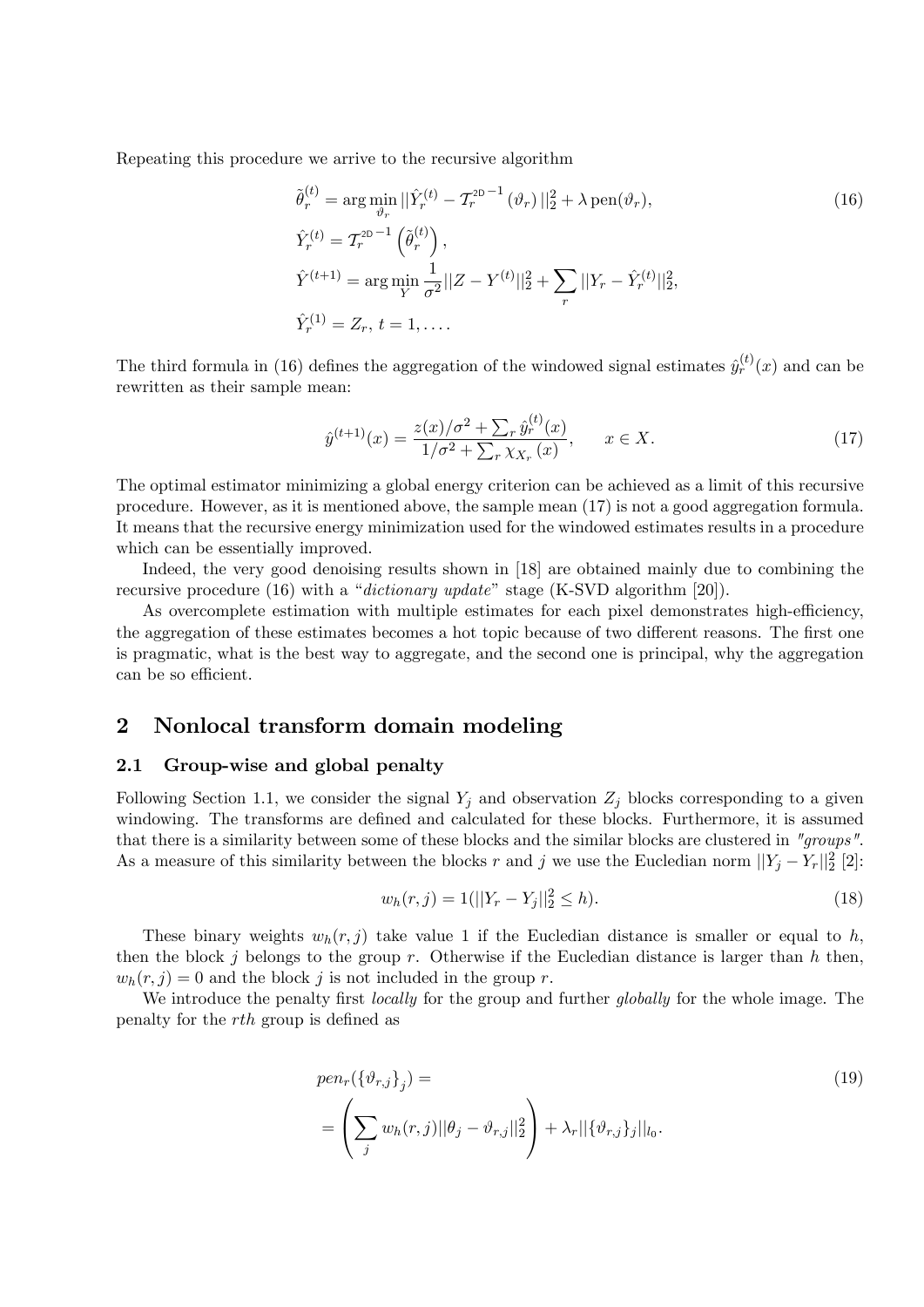Repeating this procedure we arrive to the recursive algorithm

$$
\begin{aligned}
&\tilde{\theta}_r^{(t)} = \arg\min_{\vartheta_r} ||\hat{Y}_r^{(t)} - \mathcal{T}_r^{\text{2D}^{-1}}(\vartheta_r)||_2^2 + \lambda \, \text{pen}(\vartheta_r), \\
&\hat{Y}_r^{(t)} = \mathcal{T}_r^{\text{2D}^{-1}}\left(\tilde{\theta}_r^{(t)}\right), \\
&\hat{Y}^{(t+1)} = \arg\min_{Y} \frac{1}{\sigma^2}||Z - Y^{(t)}||_2^2 + \sum_r ||Y_r - \hat{Y}_r^{(t)}||_2^2, \\
&\hat{Y}_r^{(1)} = Z_r, \, t = 1, \ldots.
\end{aligned} \tag{16}
$$

The third formula in (16) defines the aggregation of the windowed signal estimates $\hat{y}_r^{(t)}(x)$ and can be rewritten as their sample mean:

$$
\hat{y}^{(t+1)}(x) = \frac{z(x)/\sigma^2 + \sum_r \hat{y}_r^{(t)}(x)}{1/\sigma^2 + \sum_r \chi_{X_r}(x)}, \qquad x \in X. \tag{17}
$$

The optimal estimator minimizing a global energy criterion can be achieved as a limit of this recursive procedure. However, as it is mentioned above, the sample mean (17) is not a good aggregation formula. It means that the recursive energy minimization used for the windowed estimates results in a procedure which can be essentially improved.

Indeed, the very good denoising results shown in [18] are obtained mainly due to combining the recursive procedure (16) with a "*dictionary update*" stage (K-SVD algorithm [20]).

As overcomplete estimation with multiple estimates for each pixel demonstrates high-efficiency, the aggregation of these estimates becomes a hot topic because of two different reasons. The first one is pragmatic, what is the best way to aggregate, and the second one is principal, why the aggregation can be so efficient.

# 2 Nonlocal transform domain modeling

## 2.1 Group-wise and global penalty

Following Section 1.1, we consider the signal $Y_j$ and observation $Z_j$ blocks corresponding to a given windowing. The transforms are defined and calculated for these blocks. Furthermore, it is assumed that there is a similarity between some of these blocks and the similar blocks are clustered in *"groups"*. As a measure of this similarity between the blocks $r$ and $j$ we use the Eucledian norm $||Y_j - Y_r||_2^2$ [2]:

$$
w_h(r, j) = 1(||Y_r - Y_j||_2^2 \leq h). \tag{18}
$$

These binary weights $w_h(r, j)$ take value 1 if the Eucledian distance is smaller or equal to $h$, then the block $j$ belongs to the group $r$. Otherwise if the Eucledian distance is larger than $h$ then, $w_h(r, j) = 0$ and the block $j$ is not included in the group $r$.

We introduce the penalty first *locally* for the group and further *globally* for the whole image. The penalty for the $rth$ group is defined as

$$
\begin{aligned}
&pen_r(\{\vartheta_{r,j}\}_j) = \\
&= \left(\sum_j w_h(r, j)||\theta_j - \vartheta_{r,j}||_2^2\right) + \lambda_r||\{\vartheta_{r,j}\}_j||_{l_0}.
\end{aligned} \tag{19}
$$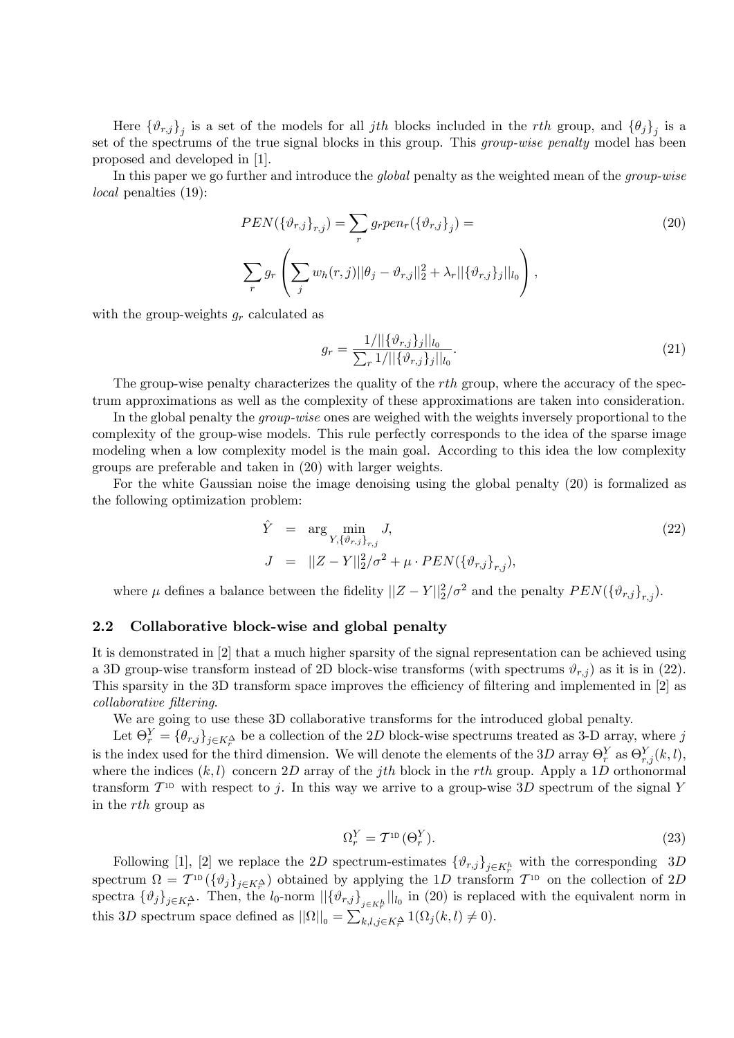Here $\{\vartheta_{r,j}\}_j$ is a set of the models for all $jth$ blocks included in the $rth$ group, and $\{\theta_j\}_j$ is a set of the spectrums of the true signal blocks in this group. This *group-wise penalty* model has been proposed and developed in [1].

In this paper we go further and introduce the *global* penalty as the weighted mean of the *group-wise local* penalties (19):

$$
\begin{aligned}
& PEN(\{\vartheta_{r,j}\}_{r,j}) = \sum_r g_r pen_r(\{\vartheta_{r,j}\}_j) = \\
& \sum_r g_r \left( \sum_j w_h(r,j) ||\theta_j - \vartheta_{r,j}||_2^2 + \lambda_r ||\{\vartheta_{r,j}\}_j||_{l_0} \right),
\end{aligned}
\tag{20}
$$

with the group-weights $g_r$ calculated as

$$
g_r = \frac{1/||\{\vartheta_{r,j}\}_j||_{l_0}}{\sum_r 1/||\{\vartheta_{r,j}\}_j||_{l_0}}. \tag{21}
$$

The group-wise penalty characterizes the quality of the $rth$ group, where the accuracy of the spectrum approximations as well as the complexity of these approximations are taken into consideration.

In the global penalty the *group-wise* ones are weighed with the weights inversely proportional to the complexity of the group-wise models. This rule perfectly corresponds to the idea of the sparse image modeling when a low complexity model is the main goal. According to this idea the low complexity groups are preferable and taken in (20) with larger weights.

For the white Gaussian noise the image denoising using the global penalty (20) is formalized as the following optimization problem:

$$
\begin{aligned}
\hat{Y} &= \arg \min_{Y, \{\vartheta_{r,j}\}_{r,j}} J, \\
J &= ||Z - Y||_2^2 / \sigma^2 + \mu \cdot PEN(\{\vartheta_{r,j}\}_{r,j}),
\end{aligned}
\tag{22}
$$

where $\mu$ defines a balance between the fidelity $||Z - Y||_2^2/\sigma^2$ and the penalty $PEN(\{\vartheta_{r,j}\}_{r,j})$.

## 2.2 Collaborative block-wise and global penalty

It is demonstrated in [2] that a much higher sparsity of the signal representation can be achieved using a 3D group-wise transform instead of 2D block-wise transforms (with spectrums $\vartheta_{r,j}$) as it is in (22). This sparsity in the 3D transform space improves the efficiency of filtering and implemented in [2] as *collaborative filtering*.

We are going to use these 3D collaborative transforms for the introduced global penalty.

Let $\Theta_r^Y = \{\theta_{r,j}\}_{j \in K_r^\Delta}$ be a collection of the $2D$ block-wise spectrums treated as 3-D array, where $j$ is the index used for the third dimension. We will denote the elements of the $3D$ array $\Theta_r^Y$ as $\Theta_{r,j}^Y(k,l)$, where the indices $(k,l)$ concern $2D$ array of the $jth$ block in the $rth$ group. Apply a $1D$ orthonormal transform $\mathcal{T}^{1D}$ with respect to $j$. In this way we arrive to a group-wise $3D$ spectrum of the signal $Y$ in the $rth$ group as

$$
\Omega_r^Y = \mathcal{T}^{1D}(\Theta_r^Y). \tag{23}
$$

Following [1], [2] we replace the $2D$ spectrum-estimates $\{\vartheta_{r,j}\}_{j \in K_r^h}$ with the corresponding $3D$ spectrum $\Omega = \mathcal{T}^{1D}(\{\vartheta_j\}_{j \in K_r^\Delta})$ obtained by applying the $1D$ transform $\mathcal{T}^{1D}$ on the collection of $2D$ spectra $\{\vartheta_j\}_{j \in K_r^\Delta}$. Then, the $l_0$-norm $||\{\vartheta_{r,j}\}_{j \in K_r^h}||_{l_0}$ in (20) is replaced with the equivalent norm in this $3D$ spectrum space defined as $||\Omega||_0 = \sum_{k,l,j \in K_r^\Delta} 1(\Omega_j(k,l) \neq 0)$.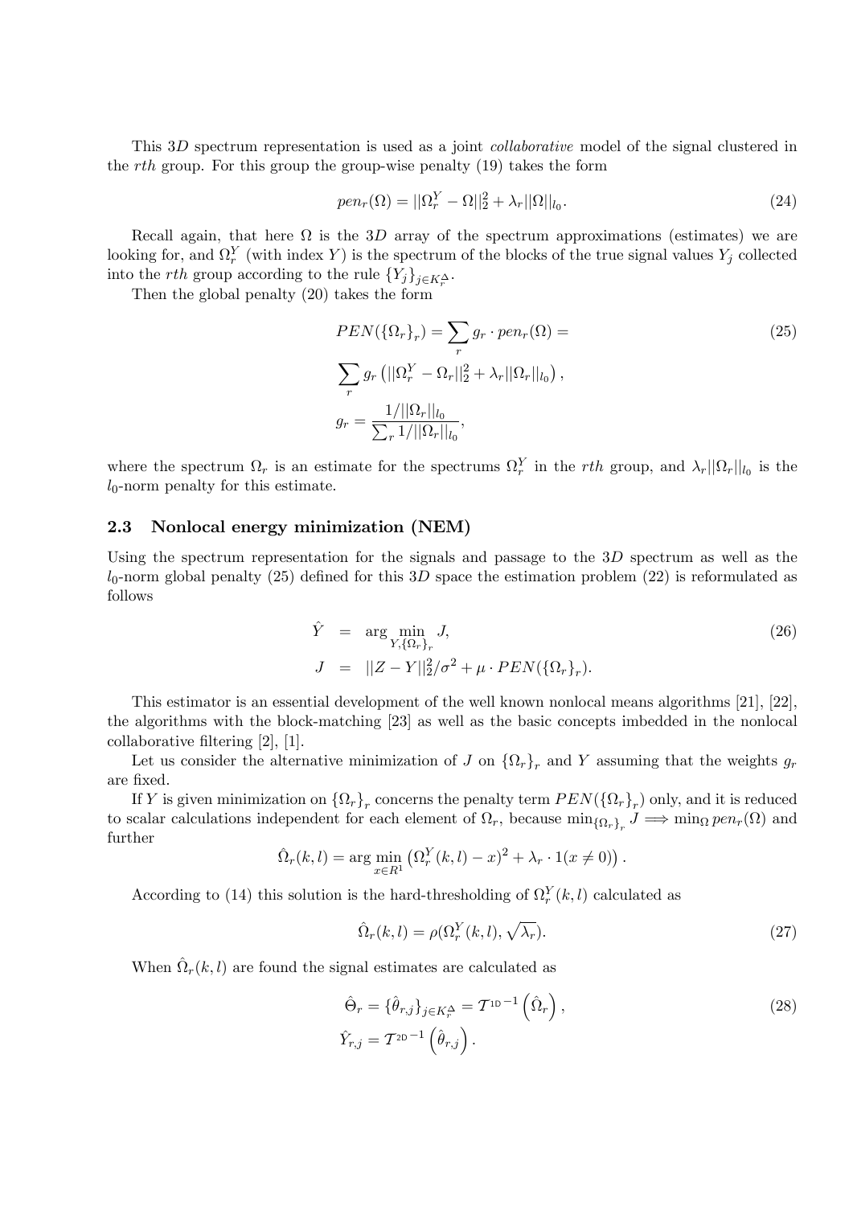This $3D$ spectrum representation is used as a joint *collaborative* model of the signal clustered in the $rth$ group. For this group the group-wise penalty (19) takes the form

$$pen_r(\Omega) = ||\Omega_r^Y - \Omega||_2^2 + \lambda_r ||\Omega||_{l_0}. \tag{24}$$

Recall again, that here $\Omega$ is the $3D$ array of the spectrum approximations (estimates) we are looking for, and $\Omega_r^Y$ (with index $Y$) is the spectrum of the blocks of the true signal values $Y_j$ collected into the $rth$ group according to the rule $\{Y_j\}_{j \in K_r^\Delta}$.

Then the global penalty (20) takes the form

$$\begin{aligned} &PEN(\{\Omega_r\}_r) = \sum_r g_r \cdot pen_r(\Omega) = \\ &\sum_r g_r \left( ||\Omega_r^Y - \Omega_r||_2^2 + \lambda_r ||\Omega_r||_{l_0} \right), \\ &g_r = \frac{1/||\Omega_r||_{l_0}}{\sum_r 1/||\Omega_r||_{l_0}}, \end{aligned} \tag{25}$$

where the spectrum $\Omega_r$ is an estimate for the spectrums $\Omega_r^Y$ in the $rth$ group, and $\lambda_r ||\Omega_r||_{l_0}$ is the $l_0$-norm penalty for this estimate.

### 2.3 Nonlocal energy minimization (NEM)

Using the spectrum representation for the signals and passage to the $3D$ spectrum as well as the $l_0$-norm global penalty (25) defined for this $3D$ space the estimation problem (22) is reformulated as follows

$$\begin{aligned} \hat{Y} &= \arg \min_{Y, \{\Omega_r\}_r} J, \\ J &= ||Z - Y||_2^2 / \sigma^2 + \mu \cdot PEN(\{\Omega_r\}_r). \end{aligned} \tag{26}$$

This estimator is an essential development of the well known nonlocal means algorithms [21], [22], the algorithms with the block-matching [23] as well as the basic concepts imbedded in the nonlocal collaborative filtering [2], [1].

Let us consider the alternative minimization of $J$ on $\{\Omega_r\}_r$ and $Y$ assuming that the weights $g_r$ are fixed.

If $Y$ is given minimization on $\{\Omega_r\}_r$ concerns the penalty term $PEN(\{\Omega_r\}_r)$ only, and it is reduced to scalar calculations independent for each element of $\Omega_r$, because $\min_{\{\Omega_r\}_r} J \Longrightarrow \min_\Omega pen_r(\Omega)$ and further

$$\hat{\Omega}_r(k,l) = \arg \min_{x \in R^1} \left( \Omega_r^Y(k,l) - x \right)^2 + \lambda_r \cdot 1(x \neq 0) \right).$$

According to (14) this solution is the hard-thresholding of $\Omega_r^Y(k,l)$ calculated as

$$\hat{\Omega}_r(k,l) = \rho(\Omega_r^Y(k,l), \sqrt{\lambda_r}). \tag{27}$$

When $\hat{\Omega}_r(k,l)$ are found the signal estimates are calculated as

$$\begin{aligned} &\hat{\Theta}_r = \{\hat{\theta}_{r,j}\}_{j \in K_r^\Delta} = \mathcal{T}^{\text{1D}\,-1}\left(\hat{\Omega}_r\right), \\ &\hat{Y}_{r,j} = \mathcal{T}^{\text{2D}\,-1}\left(\hat{\theta}_{r,j}\right). \end{aligned} \tag{28}$$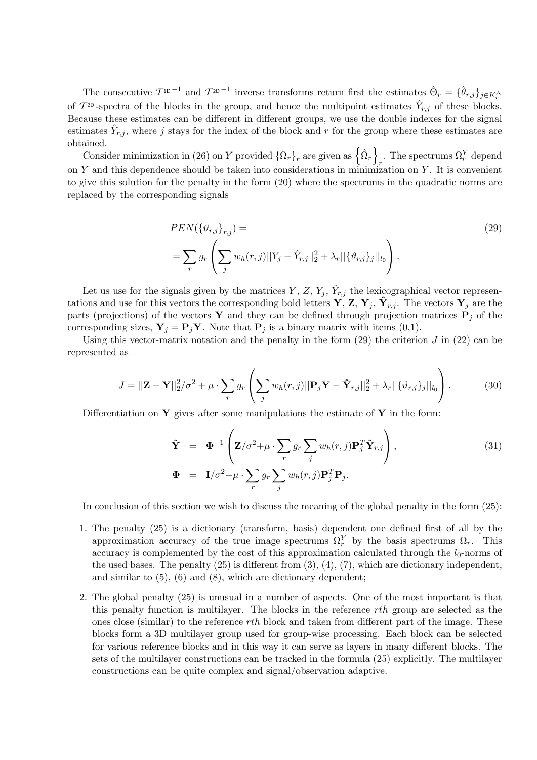The consecutive $\mathcal{T}^{1D^{-1}}$ and $\mathcal{T}^{2D^{-1}}$ inverse transforms return first the estimates $\hat{\Theta}_r = \{\hat{\vartheta}_{r,j}\}_{j \in K_r^{\Delta}}$ of $\mathcal{T}^{2D}$-spectra of the blocks in the group, and hence the multipoint estimates $\hat{Y}_{r,j}$ of these blocks. Because these estimates can be different in different groups, we use the double indexes for the signal estimates $\hat{Y}_{r,j}$, where $j$ stays for the index of the block and $r$ for the group where these estimates are obtained.

Consider minimization in (26) on $Y$ provided $\{\Omega_r\}_r$ are given as $\left\{\hat{\Omega}_r\right\}_r$. The spectrums $\Omega_r^Y$ depend on $Y$ and this dependence should be taken into considerations in minimization on $Y$. It is convenient to give this solution for the penalty in the form (20) where the spectrums in the quadratic norms are replaced by the corresponding signals

$$
\begin{aligned}
& PEN(\{\vartheta_{r,j}\}_{r,j}) = \\
& = \sum_r g_r \left( \sum_j w_h(r,j) ||Y_j - \hat{Y}_{r,j}||_2^2 + \lambda_r ||\{\vartheta_{r,j}\}_j||_{l_0} \right).
\end{aligned} \tag{29}
$$

Let us use for the signals given by the matrices $Y$, $Z$, $Y_j$, $\hat{Y}_{r,j}$ the lexicographical vector representations and use for this vectors the corresponding bold letters $\mathbf{Y}$, $\mathbf{Z}$, $\mathbf{Y}_j$, $\hat{\mathbf{Y}}_{r,j}$. The vectors $\mathbf{Y}_j$ are the parts (projections) of the vectors $\mathbf{Y}$ and they can be defined through projection matrices $\mathbf{P}_j$ of the corresponding sizes, $\mathbf{Y}_j = \mathbf{P}_j \mathbf{Y}$. Note that $\mathbf{P}_j$ is a binary matrix with items (0,1).

Using this vector-matrix notation and the penalty in the form (29) the criterion $J$ in (22) can be represented as

$$
J = ||\mathbf{Z} - \mathbf{Y}||_2^2/\sigma^2 + \mu \cdot \sum_r g_r \left( \sum_j w_h(r,j) ||\mathbf{P}_j \mathbf{Y} - \hat{\mathbf{Y}}_{r,j}||_2^2 + \lambda_r ||\{\vartheta_{r,j}\}_j||_{l_0} \right). \tag{30}
$$

Differentiation on $\mathbf{Y}$ gives after some manipulations the estimate of $\mathbf{Y}$ in the form:

$$
\begin{aligned}
\hat{\mathbf{Y}} &= \mathbf{\Phi}^{-1} \left( \mathbf{Z}/\sigma^2 + \mu \cdot \sum_r g_r \sum_j w_h(r,j) \mathbf{P}_j^T \hat{\mathbf{Y}}_{r,j} \right), \\
\mathbf{\Phi} &= \mathbf{I}/\sigma^2 + \mu \cdot \sum_r g_r \sum_j w_h(r,j) \mathbf{P}_j^T \mathbf{P}_j.
\end{aligned} \tag{31}
$$

In conclusion of this section we wish to discuss the meaning of the global penalty in the form (25):

1. The penalty (25) is a dictionary (transform, basis) dependent one defined first of all by the approximation accuracy of the true image spectrums $\Omega_r^Y$ by the basis spectrums $\Omega_r$. This accuracy is complemented by the cost of this approximation calculated through the $l_0$-norms of the used bases. The penalty (25) is different from (3), (4), (7), which are dictionary independent, and similar to (5), (6) and (8), which are dictionary dependent;

2. The global penalty (25) is unusual in a number of aspects. One of the most important is that this penalty function is multilayer. The blocks in the reference $rth$ group are selected as the ones close (similar) to the reference $rth$ block and taken from different part of the image. These blocks form a 3D multilayer group used for group-wise processing. Each block can be selected for various reference blocks and in this way it can serve as layers in many different blocks. The sets of the multilayer constructions can be tracked in the formula (25) explicitly. The multilayer constructions can be quite complex and signal/observation adaptive.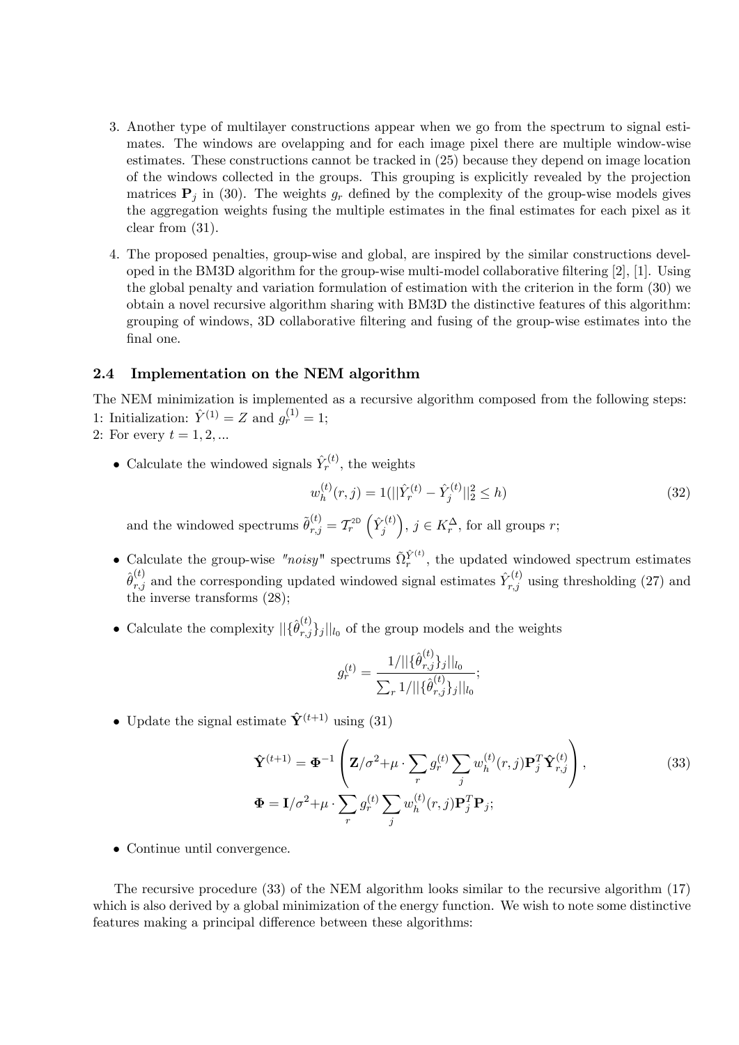3. Another type of multilayer constructions appear when we go from the spectrum to signal estimates. The windows are ovelapping and for each image pixel there are multiple window-wise estimates. These constructions cannot be tracked in (25) because they depend on image location of the windows collected in the groups. This grouping is explicitly revealed by the projection matrices $\mathbf{P}_j$ in (30). The weights $g_r$ defined by the complexity of the group-wise models gives the aggregation weights fusing the multiple estimates in the final estimates for each pixel as it clear from (31).

4. The proposed penalties, group-wise and global, are inspired by the similar constructions developed in the BM3D algorithm for the group-wise multi-model collaborative filtering [2], [1]. Using the global penalty and variation formulation of estimation with the criterion in the form (30) we obtain a novel recursive algorithm sharing with BM3D the distinctive features of this algorithm: grouping of windows, 3D collaborative filtering and fusing of the group-wise estimates into the final one.

### 2.4 Implementation on the NEM algorithm

The NEM minimization is implemented as a recursive algorithm composed from the following steps:
1: Initialization: $\hat{Y}^{(1)} = Z$ and $g_r^{(1)} = 1$;
2: For every $t = 1, 2, ...$

- Calculate the windowed signals $\hat{Y}_r^{(t)}$, the weights

$$w_h^{(t)}(r, j) = 1(||\hat{Y}_r^{(t)} - \hat{Y}_j^{(t)}||_2^2 \leq h) \tag{32}$$

  and the windowed spectrums $\tilde{\theta}_{r,j}^{(t)} = \mathcal{T}_r^{2D}\left(\hat{Y}_j^{(t)}\right)$, $j \in K_r^{\Delta}$, for all groups $r$;

- Calculate the group-wise *"noisy"* spectrums $\tilde{\Omega}_r^{\hat{Y}^{(t)}}$, the updated windowed spectrum estimates $\hat{\theta}_{r,j}^{(t)}$ and the corresponding updated windowed signal estimates $\hat{Y}_{r,j}^{(t)}$ using thresholding (27) and the inverse transforms (28);

- Calculate the complexity $||\{\hat{\theta}_{r,j}^{(t)}\}_j||_{l_0}$ of the group models and the weights

$$g_r^{(t)} = \frac{1/||\{\hat{\theta}_{r,j}^{(t)}\}_j||_{l_0}}{\sum_r 1/||\{\hat{\theta}_{r,j}^{(t)}\}_j||_{l_0}};$$

- Update the signal estimate $\hat{\mathbf{Y}}^{(t+1)}$ using (31)

$$\hat{\mathbf{Y}}^{(t+1)} = \mathbf{\Phi}^{-1}\left(\mathbf{Z}/\sigma^2 + \mu \cdot \sum_r g_r^{(t)} \sum_j w_h^{(t)}(r, j)\mathbf{P}_j^T \hat{\mathbf{Y}}_{r,j}^{(t)}\right), \tag{33}$$
$$\mathbf{\Phi} = \mathbf{I}/\sigma^2 + \mu \cdot \sum_r g_r^{(t)} \sum_j w_h^{(t)}(r, j)\mathbf{P}_j^T \mathbf{P}_j;$$

- Continue until convergence.

The recursive procedure (33) of the NEM algorithm looks similar to the recursive algorithm (17) which is also derived by a global minimization of the energy function. We wish to note some distinctive features making a principal difference between these algorithms: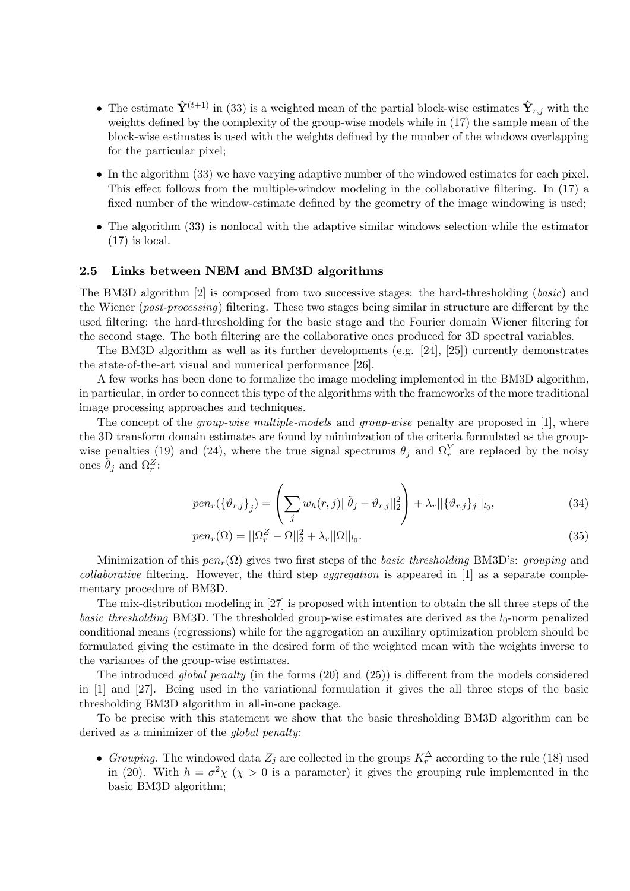- The estimate $\hat{\mathbf{Y}}^{(t+1)}$ in (33) is a weighted mean of the partial block-wise estimates $\hat{\mathbf{Y}}_{r,j}$ with the weights defined by the complexity of the group-wise models while in (17) the sample mean of the block-wise estimates is used with the weights defined by the number of the windows overlapping for the particular pixel;
- In the algorithm (33) we have varying adaptive number of the windowed estimates for each pixel. This effect follows from the multiple-window modeling in the collaborative filtering. In (17) a fixed number of the window-estimate defined by the geometry of the image windowing is used;
- The algorithm (33) is nonlocal with the adaptive similar windows selection while the estimator (17) is local.

### 2.5 Links between NEM and BM3D algorithms

The BM3D algorithm [2] is composed from two successive stages: the hard-thresholding (*basic*) and the Wiener (*post-processing*) filtering. These two stages being similar in structure are different by the used filtering: the hard-thresholding for the basic stage and the Fourier domain Wiener filtering for the second stage. The both filtering are the collaborative ones produced for 3D spectral variables.

The BM3D algorithm as well as its further developments (e.g. [24], [25]) currently demonstrates the state-of-the-art visual and numerical performance [26].

A few works has been done to formalize the image modeling implemented in the BM3D algorithm, in particular, in order to connect this type of the algorithms with the frameworks of the more traditional image processing approaches and techniques.

The concept of the *group-wise multiple-models* and *group-wise* penalty are proposed in [1], where the 3D transform domain estimates are found by minimization of the criteria formulated as the group-wise penalties (19) and (24), where the true signal spectrums $\theta_j$ and $\Omega_r^Y$ are replaced by the noisy ones $\tilde{\theta}_j$ and $\Omega_r^Z$:

$$pen_r(\{\vartheta_{r,j}\}_j) = \left(\sum_j w_h(r,j)||\tilde{\theta}_j - \vartheta_{r,j}||_2^2\right) + \lambda_r||\{\vartheta_{r,j}\}_j||_{l_0}, \tag{34}$$

$$pen_r(\Omega) = ||\Omega_r^Z - \Omega||_2^2 + \lambda_r||\Omega||_{l_0}. \tag{35}$$

Minimization of this $pen_r(\Omega)$ gives two first steps of the *basic thresholding* BM3D's: *grouping* and *collaborative* filtering. However, the third step *aggregation* is appeared in [1] as a separate complementary procedure of BM3D.

The mix-distribution modeling in [27] is proposed with intention to obtain the all three steps of the *basic thresholding* BM3D. The thresholded group-wise estimates are derived as the $l_0$-norm penalized conditional means (regressions) while for the aggregation an auxiliary optimization problem should be formulated giving the estimate in the desired form of the weighted mean with the weights inverse to the variances of the group-wise estimates.

The introduced *global penalty* (in the forms (20) and (25)) is different from the models considered in [1] and [27]. Being used in the variational formulation it gives the all three steps of the basic thresholding BM3D algorithm in all-in-one package.

To be precise with this statement we show that the basic thresholding BM3D algorithm can be derived as a minimizer of the *global penalty*:

- *Grouping*. The windowed data $Z_j$ are collected in the groups $K_r^{\Delta}$ according to the rule (18) used in (20). With $h = \sigma^2\chi$ ($\chi > 0$ is a parameter) it gives the grouping rule implemented in the basic BM3D algorithm;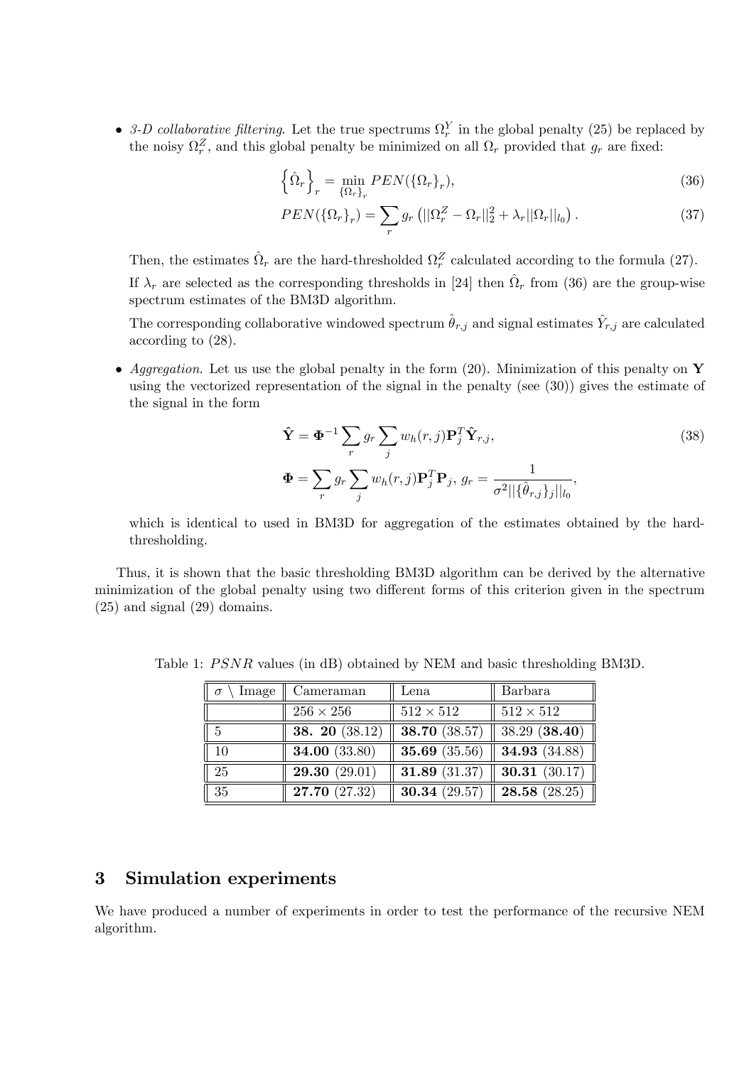- *3-D collaborative filtering*. Let the true spectrums $\Omega_r^Y$ in the global penalty (25) be replaced by the noisy $\Omega_r^Z$, and this global penalty be minimized on all $\Omega_r$ provided that $g_r$ are fixed:

$$\left\{\hat{\Omega}_r\right\}_r = \min_{\{\Omega_r\}_r} PEN(\{\Omega_r\}_r), \tag{36}$$

$$PEN(\{\Omega_r\}_r) = \sum_r g_r \left(||\Omega_r^Z - \Omega_r||_2^2 + \lambda_r ||\Omega_r||_{l_0}\right). \tag{37}$$

  Then, the estimates $\hat{\Omega}_r$ are the hard-thresholded $\Omega_r^Z$ calculated according to the formula (27).

  If $\lambda_r$ are selected as the corresponding thresholds in [24] then $\hat{\Omega}_r$ from (36) are the group-wise spectrum estimates of the BM3D algorithm.

  The corresponding collaborative windowed spectrum $\hat{\theta}_{r,j}$ and signal estimates $\hat{Y}_{r,j}$ are calculated according to (28).

- *Aggregation*. Let us use the global penalty in the form (20). Minimization of this penalty on $\mathbf{Y}$ using the vectorized representation of the signal in the penalty (see (30)) gives the estimate of the signal in the form

$$\hat{\mathbf{Y}} = \mathbf{\Phi}^{-1} \sum_r g_r \sum_j w_h(r,j) \mathbf{P}_j^T \hat{\mathbf{Y}}_{r,j}, \tag{38}$$

$$\mathbf{\Phi} = \sum_r g_r \sum_j w_h(r,j) \mathbf{P}_j^T \mathbf{P}_j, \; g_r = \frac{1}{\sigma^2 ||\{\hat{\theta}_{r,j}\}_j||_{l_0}},$$

  which is identical to used in BM3D for aggregation of the estimates obtained by the hard-thresholding.

Thus, it is shown that the basic thresholding BM3D algorithm can be derived by the alternative minimization of the global penalty using two different forms of this criterion given in the spectrum (25) and signal (29) domains.

Table 1: $PSNR$ values (in dB) obtained by NEM and basic thresholding BM3D.

| $\sigma$ \ Image | Cameraman | Lena | Barbara |
|---|---|---|---|
| | $256 \times 256$ | $512 \times 512$ | $512 \times 512$ |
| 5 | **38. 20** (38.12) | **38.70** (38.57) | 38.29 (**38.40**) |
| 10 | **34.00** (33.80) | **35.69** (35.56) | **34.93** (34.88) |
| 25 | **29.30** (29.01) | **31.89** (31.37) | **30.31** (30.17) |
| 35 | **27.70** (27.32) | **30.34** (29.57) | **28.58** (28.25) |

## 3 Simulation experiments

We have produced a number of experiments in order to test the performance of the recursive NEM algorithm.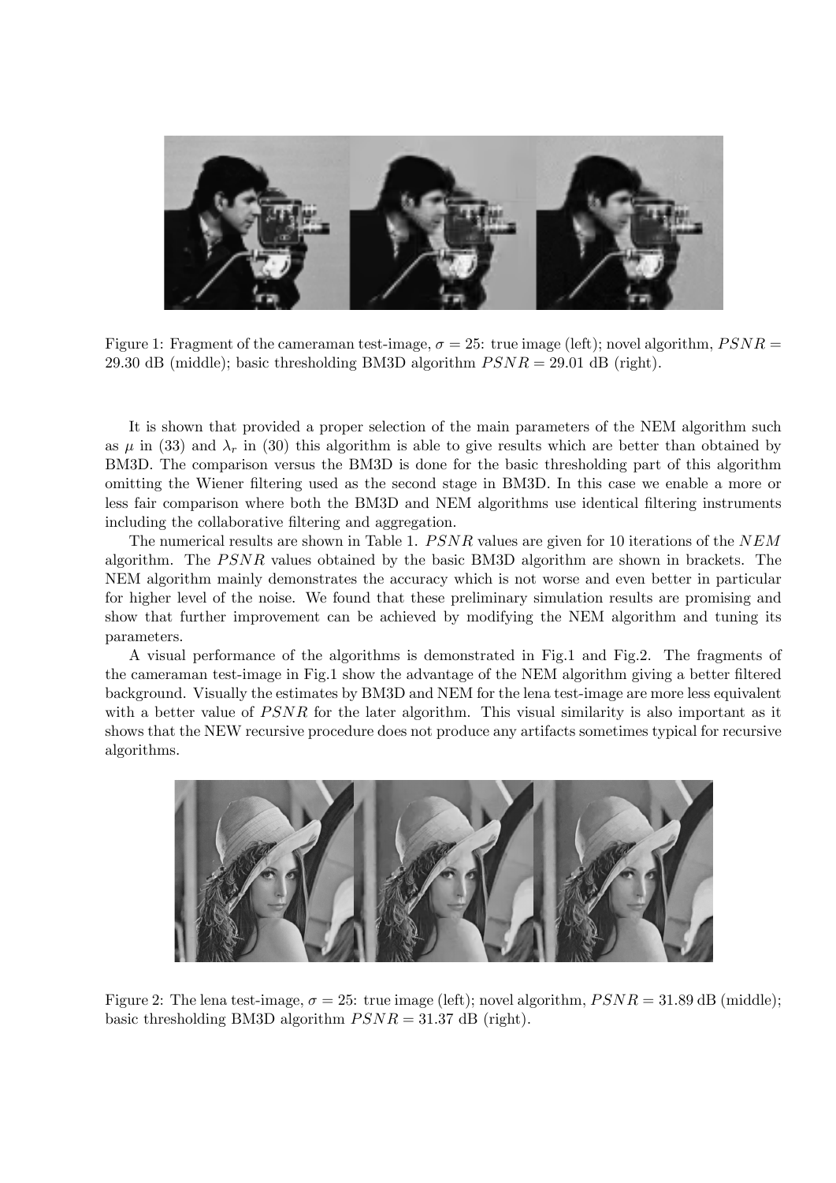Figure 1: Fragment of the cameraman test-image, $\sigma = 25$: true image (left); novel algorithm, $PSNR = 29.30$ dB (middle); basic thresholding BM3D algorithm $PSNR = 29.01$ dB (right).

It is shown that provided a proper selection of the main parameters of the NEM algorithm such as $\mu$ in (33) and $\lambda_r$ in (30) this algorithm is able to give results which are better than obtained by BM3D. The comparison versus the BM3D is done for the basic thresholding part of this algorithm omitting the Wiener filtering used as the second stage in BM3D. In this case we enable a more or less fair comparison where both the BM3D and NEM algorithms use identical filtering instruments including the collaborative filtering and aggregation.

The numerical results are shown in Table 1. $PSNR$ values are given for 10 iterations of the $NEM$ algorithm. The $PSNR$ values obtained by the basic BM3D algorithm are shown in brackets. The NEM algorithm mainly demonstrates the accuracy which is not worse and even better in particular for higher level of the noise. We found that these preliminary simulation results are promising and show that further improvement can be achieved by modifying the NEM algorithm and tuning its parameters.

A visual performance of the algorithms is demonstrated in Fig.1 and Fig.2. The fragments of the cameraman test-image in Fig.1 show the advantage of the NEM algorithm giving a better filtered background. Visually the estimates by BM3D and NEM for the lena test-image are more less equivalent with a better value of $PSNR$ for the later algorithm. This visual similarity is also important as it shows that the NEW recursive procedure does not produce any artifacts sometimes typical for recursive algorithms.

Figure 2: The lena test-image, $\sigma = 25$: true image (left); novel algorithm, $PSNR = 31.89$ dB (middle); basic thresholding BM3D algorithm $PSNR = 31.37$ dB (right).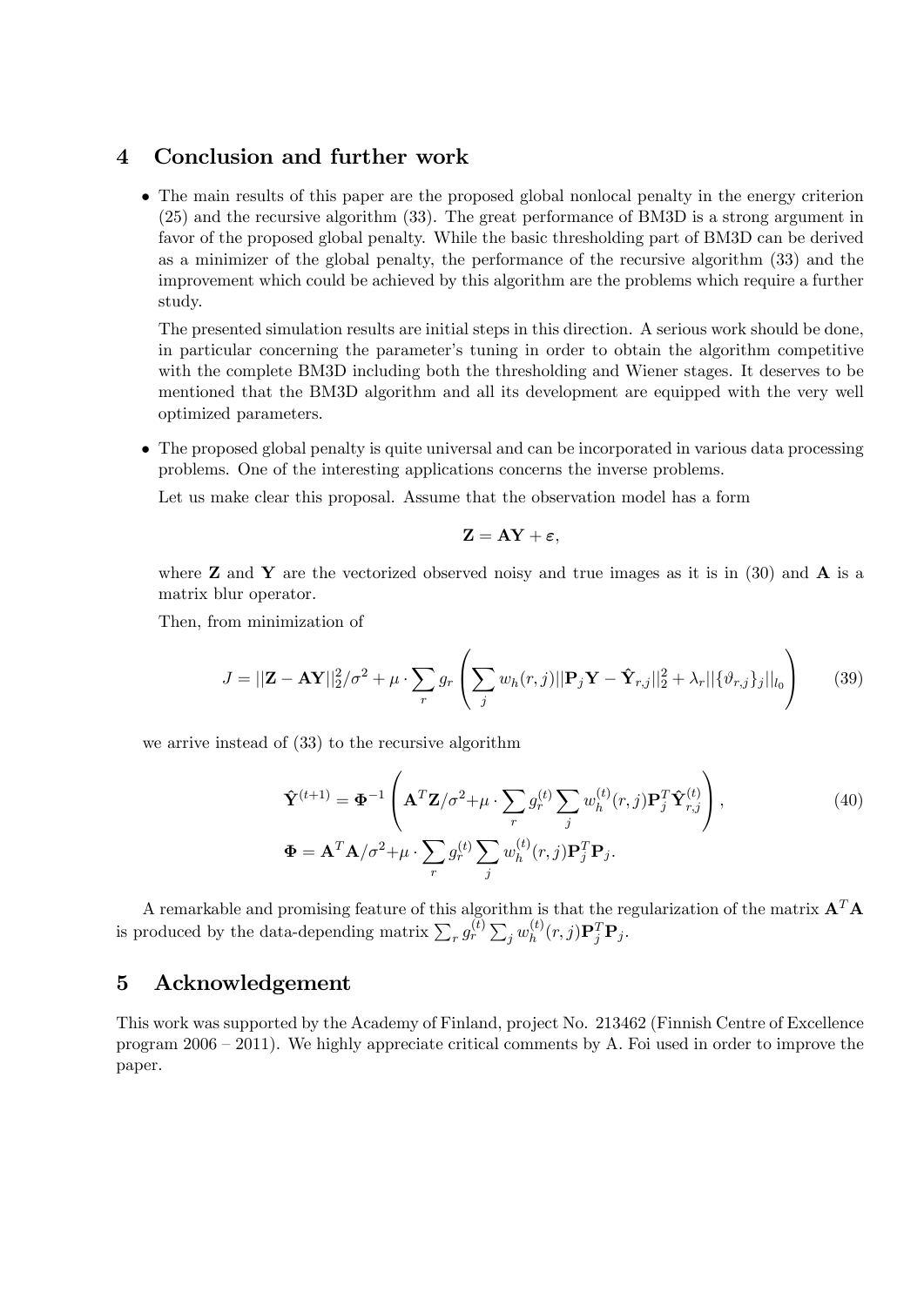## 4 Conclusion and further work

- The main results of this paper are the proposed global nonlocal penalty in the energy criterion (25) and the recursive algorithm (33). The great performance of BM3D is a strong argument in favor of the proposed global penalty. While the basic thresholding part of BM3D can be derived as a minimizer of the global penalty, the performance of the recursive algorithm (33) and the improvement which could be achieved by this algorithm are the problems which require a further study.

  The presented simulation results are initial steps in this direction. A serious work should be done, in particular concerning the parameter's tuning in order to obtain the algorithm competitive with the complete BM3D including both the thresholding and Wiener stages. It deserves to be mentioned that the BM3D algorithm and all its development are equipped with the very well optimized parameters.

- The proposed global penalty is quite universal and can be incorporated in various data processing problems. One of the interesting applications concerns the inverse problems.

  Let us make clear this proposal. Assume that the observation model has a form

  $$\mathbf{Z} = \mathbf{AY} + \varepsilon,$$

  where $\mathbf{Z}$ and $\mathbf{Y}$ are the vectorized observed noisy and true images as it is in (30) and $\mathbf{A}$ is a matrix blur operator.

  Then, from minimization of

  $$J = ||\mathbf{Z} - \mathbf{AY}||_2^2/\sigma^2 + \mu \cdot \sum_r g_r \left( \sum_j w_h(r,j) ||\mathbf{P}_j \mathbf{Y} - \hat{\mathbf{Y}}_{r,j}||_2^2 + \lambda_r ||\{\vartheta_{r,j}\}_j||_{l_0} \right) \tag{39}$$

  we arrive instead of (33) to the recursive algorithm

  $$\hat{\mathbf{Y}}^{(t+1)} = \mathbf{\Phi}^{-1} \left( \mathbf{A}^T \mathbf{Z}/\sigma^2 + \mu \cdot \sum_r g_r^{(t)} \sum_j w_h^{(t)}(r,j) \mathbf{P}_j^T \hat{\mathbf{Y}}_{r,j}^{(t)} \right), \tag{40}$$
  $$\mathbf{\Phi} = \mathbf{A}^T \mathbf{A}/\sigma^2 + \mu \cdot \sum_r g_r^{(t)} \sum_j w_h^{(t)}(r,j) \mathbf{P}_j^T \mathbf{P}_j.$$

A remarkable and promising feature of this algorithm is that the regularization of the matrix $\mathbf{A}^T\mathbf{A}$ is produced by the data-depending matrix $\sum_r g_r^{(t)} \sum_j w_h^{(t)}(r,j) \mathbf{P}_j^T \mathbf{P}_j$.

## 5 Acknowledgement

This work was supported by the Academy of Finland, project No. 213462 (Finnish Centre of Excellence program 2006 – 2011). We highly appreciate critical comments by A. Foi used in order to improve the paper.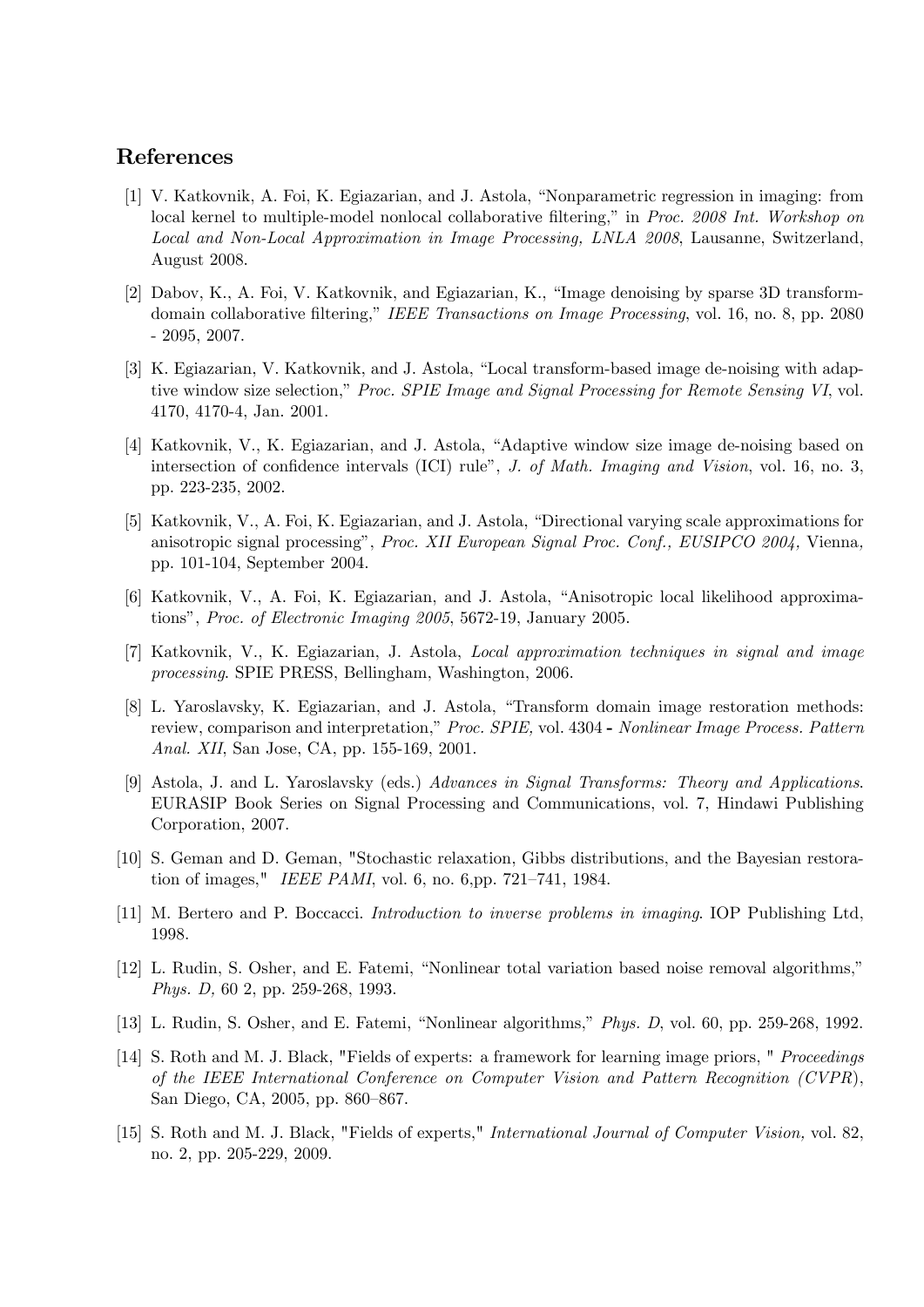## References

[1] V. Katkovnik, A. Foi, K. Egiazarian, and J. Astola, "Nonparametric regression in imaging: from local kernel to multiple-model nonlocal collaborative filtering," in *Proc. 2008 Int. Workshop on Local and Non-Local Approximation in Image Processing, LNLA 2008*, Lausanne, Switzerland, August 2008.

[2] Dabov, K., A. Foi, V. Katkovnik, and Egiazarian, K., "Image denoising by sparse 3D transform-domain collaborative filtering," *IEEE Transactions on Image Processing*, vol. 16, no. 8, pp. 2080 - 2095, 2007.

[3] K. Egiazarian, V. Katkovnik, and J. Astola, "Local transform-based image de-noising with adaptive window size selection," *Proc. SPIE Image and Signal Processing for Remote Sensing VI*, vol. 4170, 4170-4, Jan. 2001.

[4] Katkovnik, V., K. Egiazarian, and J. Astola, "Adaptive window size image de-noising based on intersection of confidence intervals (ICI) rule", *J. of Math. Imaging and Vision*, vol. 16, no. 3, pp. 223-235, 2002.

[5] Katkovnik, V., A. Foi, K. Egiazarian, and J. Astola, "Directional varying scale approximations for anisotropic signal processing", *Proc. XII European Signal Proc. Conf., EUSIPCO 2004,* Vienna*,* pp. 101-104, September 2004.

[6] Katkovnik, V., A. Foi, K. Egiazarian, and J. Astola, "Anisotropic local likelihood approximations", *Proc. of Electronic Imaging 2005*, 5672-19, January 2005.

[7] Katkovnik, V., K. Egiazarian, J. Astola, *Local approximation techniques in signal and image processing*. SPIE PRESS, Bellingham, Washington, 2006.

[8] L. Yaroslavsky, K. Egiazarian, and J. Astola, "Transform domain image restoration methods: review, comparison and interpretation," *Proc. SPIE,* vol. 4304 **-** *Nonlinear Image Process. Pattern Anal. XII*, San Jose, CA, pp. 155-169, 2001.

[9] Astola, J. and L. Yaroslavsky (eds.) *Advances in Signal Transforms: Theory and Applications*. EURASIP Book Series on Signal Processing and Communications, vol. 7, Hindawi Publishing Corporation, 2007.

[10] S. Geman and D. Geman, "Stochastic relaxation, Gibbs distributions, and the Bayesian restoration of images," *IEEE PAMI*, vol. 6, no. 6,pp. 721–741, 1984.

[11] M. Bertero and P. Boccacci. *Introduction to inverse problems in imaging*. IOP Publishing Ltd, 1998.

[12] L. Rudin, S. Osher, and E. Fatemi, "Nonlinear total variation based noise removal algorithms," *Phys. D,* 60 2, pp. 259-268, 1993.

[13] L. Rudin, S. Osher, and E. Fatemi, "Nonlinear algorithms," *Phys. D*, vol. 60, pp. 259-268, 1992.

[14] S. Roth and M. J. Black, "Fields of experts: a framework for learning image priors, " *Proceedings of the IEEE International Conference on Computer Vision and Pattern Recognition (CVPR)*, San Diego, CA, 2005, pp. 860–867.

[15] S. Roth and M. J. Black, "Fields of experts," *International Journal of Computer Vision,* vol. 82, no. 2, pp. 205-229, 2009.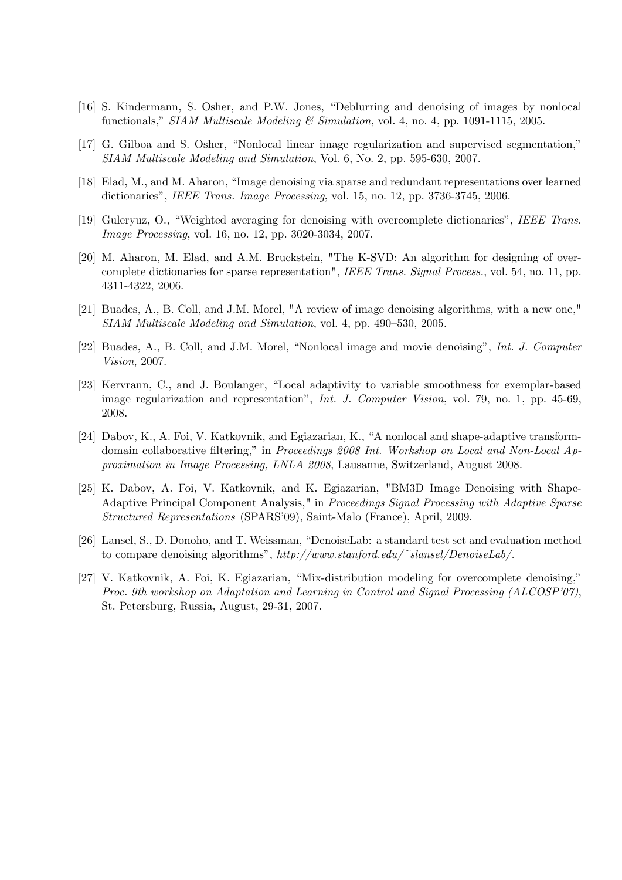[16] S. Kindermann, S. Osher, and P.W. Jones, "Deblurring and denoising of images by nonlocal functionals," *SIAM Multiscale Modeling & Simulation*, vol. 4, no. 4, pp. 1091-1115, 2005.

[17] G. Gilboa and S. Osher, "Nonlocal linear image regularization and supervised segmentation," *SIAM Multiscale Modeling and Simulation*, Vol. 6, No. 2, pp. 595-630, 2007.

[18] Elad, M., and M. Aharon, "Image denoising via sparse and redundant representations over learned dictionaries", *IEEE Trans. Image Processing*, vol. 15, no. 12, pp. 3736-3745, 2006.

[19] Guleryuz, O., "Weighted averaging for denoising with overcomplete dictionaries", *IEEE Trans. Image Processing*, vol. 16, no. 12, pp. 3020-3034, 2007.

[20] M. Aharon, M. Elad, and A.M. Bruckstein, "The K-SVD: An algorithm for designing of overcomplete dictionaries for sparse representation", *IEEE Trans. Signal Process.*, vol. 54, no. 11, pp. 4311-4322, 2006.

[21] Buades, A., B. Coll, and J.M. Morel, "A review of image denoising algorithms, with a new one," *SIAM Multiscale Modeling and Simulation*, vol. 4, pp. 490–530, 2005.

[22] Buades, A., B. Coll, and J.M. Morel, "Nonlocal image and movie denoising", *Int. J. Computer Vision*, 2007.

[23] Kervrann, C., and J. Boulanger, "Local adaptivity to variable smoothness for exemplar-based image regularization and representation", *Int. J. Computer Vision*, vol. 79, no. 1, pp. 45-69, 2008.

[24] Dabov, K., A. Foi, V. Katkovnik, and Egiazarian, K., "A nonlocal and shape-adaptive transform-domain collaborative filtering," in *Proceedings 2008 Int. Workshop on Local and Non-Local Approximation in Image Processing, LNLA 2008*, Lausanne, Switzerland, August 2008.

[25] K. Dabov, A. Foi, V. Katkovnik, and K. Egiazarian, "BM3D Image Denoising with Shape-Adaptive Principal Component Analysis," in *Proceedings Signal Processing with Adaptive Sparse Structured Representations* (SPARS'09), Saint-Malo (France), April, 2009.

[26] Lansel, S., D. Donoho, and T. Weissman, "DenoiseLab: a standard test set and evaluation method to compare denoising algorithms", *http://www.stanford.edu/~slansel/DenoiseLab/*.

[27] V. Katkovnik, A. Foi, K. Egiazarian, "Mix-distribution modeling for overcomplete denoising," *Proc. 9th workshop on Adaptation and Learning in Control and Signal Processing (ALCOSP'07)*, St. Petersburg, Russia, August, 29-31, 2007.